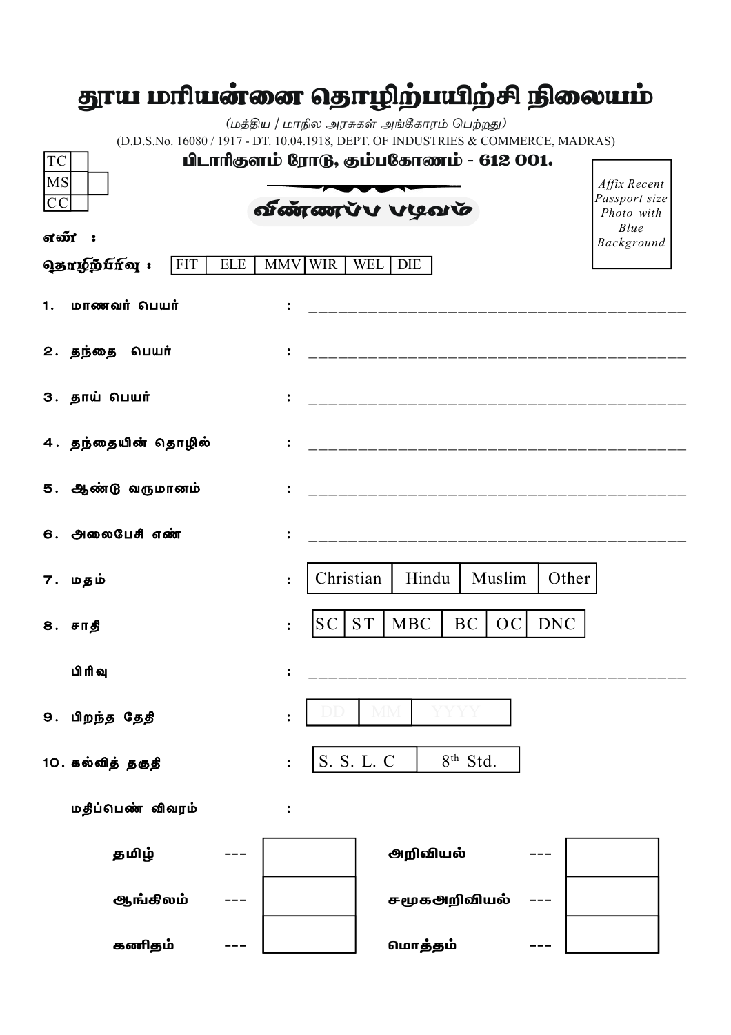# தூய மரியன்னை தொழிற்பயிற்சி நிலையம்

*(மத்திய / மாநில அரசுகள் அங்கீகாரம் பெற்றது)*

(D.D.S.No. 16080 / 1917 - DT. 10.04.1918, DEPT. OF INDUSTRIES & COMMERCE, MADRAS)

**பிடாரிகுளம் ரோடு, கும்பகோணம் - 612 001.**

| TC | | |
|---|---|---|
| MS | | |
| CC | | |

## விண்ணப்ப படிவம்

*Affix Recent Passport size Photo with Blue Background*

**எண் :**

**தொழிற்பிரிவு :**

| FIT | ELE | MMV | WIR | WEL | DIE |
|---|---|---|---|---|---|

1. மாணவர் பெயர் : ________________________________________

2. தந்தை பெயர் : ________________________________________

3. தாய் பெயர் : ________________________________________

4. தந்தையின் தொழில் : ________________________________________

5. ஆண்டு வருமானம் : ________________________________________

6. அலைபேசி எண் : ________________________________________

7. மதம் :

| Christian | Hindu | Muslim | Other |
|---|---|---|---|

8. சாதி :

| SC | ST | MBC | BC | OC | DNC |
|---|---|---|---|---|---|

பிரிவு : ________________________________________

9. பிறந்த தேதி :

| DD | MM | YYYY |
|---|---|---|

10. கல்வித் தகுதி :

| S. S. L. C | 8th Std. |
|---|---|

மதிப்பெண் விவரம் :

| | | | | | |
|---|---|---|---|---|---|
| தமிழ் | --- | | அறிவியல் | --- | |
| ஆங்கிலம் | --- | | சமூகஅறிவியல் | --- | |
| கணிதம் | --- | | மொத்தம் | --- | |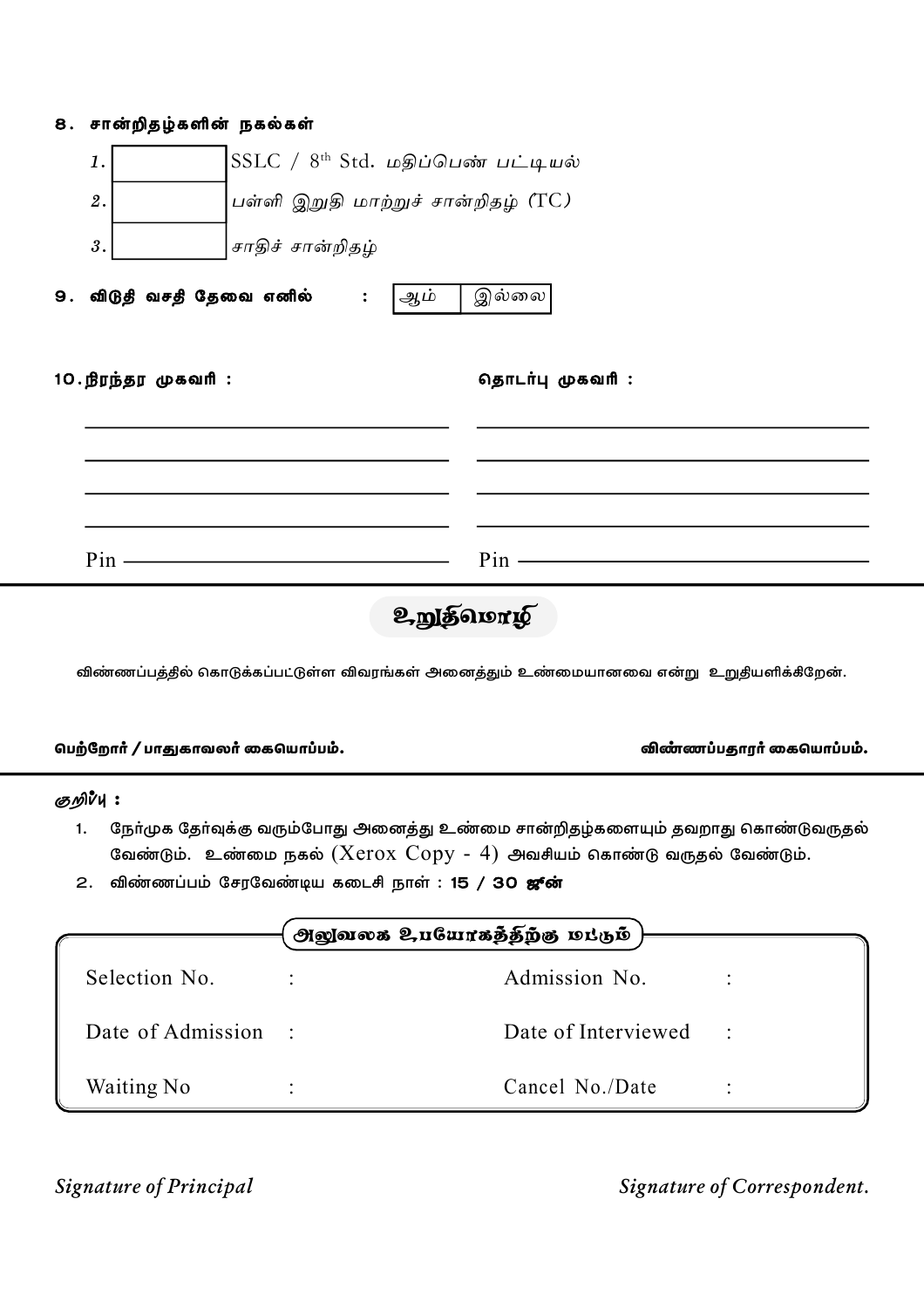8. சான்றிதழ்களின் நகல்கள்

| | | |
|---|---|---|
| 1. | | SSLC / 8th Std. மதிப்பெண் பட்டியல் |
| 2. | | பள்ளி இறுதி மாற்றுச் சான்றிதழ் (TC) |
| 3. | | சாதிச் சான்றிதழ் |

9. விடுதி வசதி தேவை எனில் : | ஆம் | இல்லை |

10. நிரந்தர முகவரி :

______________________________
______________________________
______________________________
______________________________

Pin ______________________

தொடர்பு முகவரி :

______________________________
______________________________
______________________________
______________________________

Pin ______________________

## உறுதிமொழி

விண்ணப்பத்தில் கொடுக்கப்பட்டுள்ள விவரங்கள் அனைத்தும் உண்மையானவை என்று உறுதியளிக்கிறேன்.

**பெற்றோர் / பாதுகாவலர் கையொப்பம்.**

**விண்ணப்பதாரர் கையொப்பம்.**

*குறிப்பு :*

1. நேர்முக தேர்வுக்கு வரும்போது அனைத்து உண்மை சான்றிதழ்களையும் தவறாது கொண்டுவருதல் வேண்டும். உண்மை நகல் (Xerox Copy - 4) அவசியம் கொண்டு வருதல் வேண்டும்.
2. விண்ணப்பம் சேரவேண்டிய கடைசி நாள் : **15 / 30 ஜூன்**

### அலுவலக உபயோகத்திற்கு மட்டும்

| | | | |
|---|---|---|---|
| Selection No. | : | Admission No. | : |
| Date of Admission | : | Date of Interviewed | : |
| Waiting No | : | Cancel No./Date | : |

*Signature of Principal*

*Signature of Correspondent.*